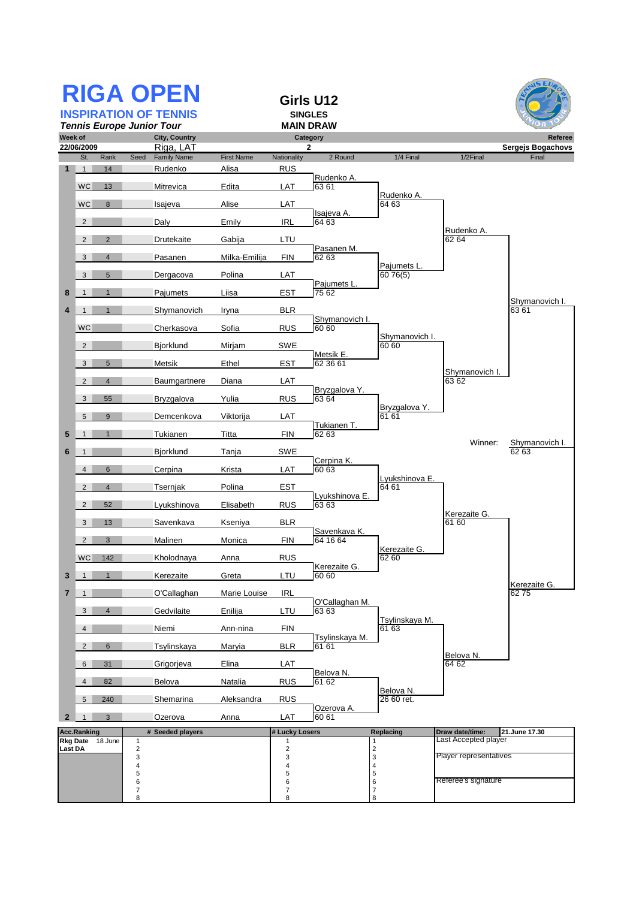# RIGA OPEN

## INSPIRATION OF TENNIS

*Tennis Europe Junior Tour*

## Girls U12

**SINGLES**

**MAIN DRAW**

| Week of | City, Country | Category | Referee |
|---|---|---|---|
| 22/06/2009 | Riga, LAT | 2 | Sergejs Bogachovs |

| Seed | St. | Rank | Family Name | First Name | Nationality | 2 Round | 1/4 Final | 1/2Final | Final |
|---|---|---|---|---|---|---|---|---|---|
| 1 | 1 | 14 | Rudenko | Alisa | RUS | | | | |
| | WC | 13 | Mitrevica | Edita | LAT | Rudenko A. 63 61 | | | |
| | WC | 8 | Isajeva | Alise | LAT | | Rudenko A. 64 63 | | |
| | 2 | | Daly | Emily | IRL | Isajeva A. 64 63 | | | |
| | 2 | 2 | Drutekaite | Gabija | LTU | | | Rudenko A. 62 64 | |
| | 3 | 4 | Pasanen | Milka-Emilija | FIN | Pasanen M. 62 63 | | | |
| | 3 | 5 | Dergacova | Polina | LAT | | Pajumets L. 60 76(5) | | |
| 8 | 1 | 1 | Pajumets | Liisa | EST | Pajumets L. 75 62 | | | |
| 4 | 1 | 1 | Shymanovich | Iryna | BLR | | | | Shymanovich I. 63 61 |
| | WC | | Cherkasova | Sofia | RUS | Shymanovich I. 60 60 | | | |
| | 2 | | Bjorklund | Mirjam | SWE | | Shymanovich I. 60 60 | | |
| | 3 | 5 | Metsik | Ethel | EST | Metsik E. 62 36 61 | | | |
| | 2 | 4 | Baumgartnere | Diana | LAT | | | Shymanovich I. 63 62 | |
| | 3 | 55 | Bryzgalova | Yulia | RUS | Bryzgalova Y. 63 64 | | | |
| | 5 | 9 | Demcenkova | Viktorija | LAT | | Bryzgalova Y. 61 61 | | |
| 5 | 1 | 1 | Tukianen | Titta | FIN | Tukianen T. 62 63 | | | |
| 6 | 1 | | Bjorklund | Tanja | SWE | | | Winner: | Shymanovich I. 62 63 |
| | 4 | 6 | Cerpina | Krista | LAT | Cerpina K. 60 63 | | | |
| | 2 | 4 | Tsernjak | Polina | EST | | Lyukshinova E. 64 61 | | |
| | 2 | 52 | Lyukshinova | Elisabeth | RUS | Lyukshinova E. 63 63 | | | |
| | 3 | 13 | Savenkava | Kseniya | BLR | | | Kerezaite G. 61 60 | |
| | 2 | 3 | Malinen | Monica | FIN | Savenkava K. 64 16 64 | | | |
| | WC | 142 | Kholodnaya | Anna | RUS | | Kerezaite G. 62 60 | | |
| 3 | 1 | 1 | Kerezaite | Greta | LTU | Kerezaite G. 60 60 | | | |
| 7 | 1 | | O'Callaghan | Marie Louise | IRL | | | | Kerezaite G. 62 75 |
| | 3 | 4 | Gedvilaite | Enilija | LTU | O'Callaghan M. 63 63 | | | |
| | 4 | | Niemi | Ann-nina | FIN | | Tsylinskaya M. 61 63 | | |
| | 2 | 6 | Tsylinskaya | Maryia | BLR | Tsylinskaya M. 61 61 | | | |
| | 6 | 31 | Grigorjeva | Elina | LAT | | | Belova N. 64 62 | |
| | 4 | 82 | Belova | Natalia | RUS | Belova N. 61 62 | | | |
| | 5 | 240 | Shemarina | Aleksandra | RUS | | Belova N. 26 60 ret. | | |
| 2 | 1 | 3 | Ozerova | Anna | LAT | Ozerova A. 60 61 | | | |

| Acc.Ranking | # Seeded players | # Lucky Losers | Replacing | Draw date/time: 21.June 17.30 |
|---|---|---|---|---|
| Rkg Date 18 June | 1 | 1 | 1 | Last Accepted player |
| Last DA | 2 | 2 | 2 | |
| | 3 | 3 | 3 | Player representatives |
| | 4 | 4 | 4 | |
| | 5 | 5 | 5 | |
| | 6 | 6 | 6 | Referee's signature |
| | 7 | 7 | 7 | |
| | 8 | 8 | 8 | |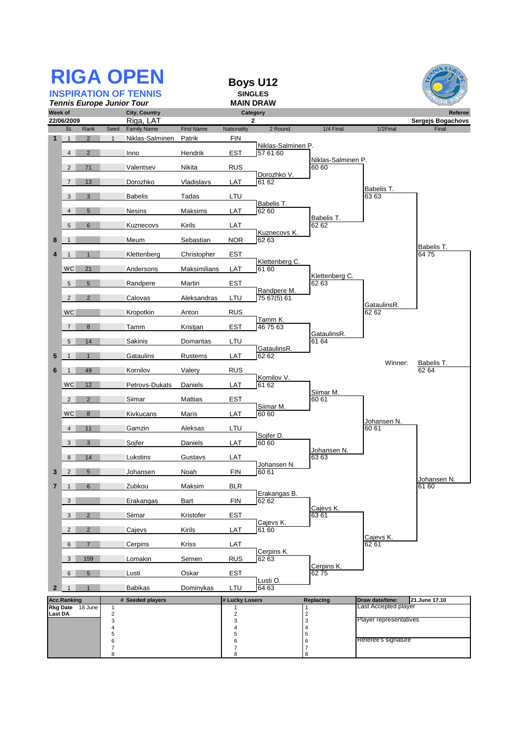# RIGA OPEN

**INSPIRATION OF TENNIS**

***Tennis Europe Junior Tour***

## Boys U12

**SINGLES**

**MAIN DRAW**

| Week of | City, Country | Category | Referee |
|---|---|---|---|
| 22/06/2009 | Riga, LAT | 2 | Sergejs Bogachovs |

| | St. | Rank | Seed | Family Name | First Name | Nationality |
|---|---|---|---|---|---|---|
| 1 | 1 | 2 | 1 | Niklas-Salminen | Patrik | FIN |
| | 4 | 2 | | Inno | Hendrik | EST |
| | 2 | 71 | | Valentsev | Nikita | RUS |
| | 7 | 13 | | Dorozhko | Vladislavs | LAT |
| | 3 | 3 | | Babelis | Tadas | LTU |
| | 4 | 5 | | Nesins | Maksims | LAT |
| | 5 | 6 | | Kuznecovs | Kirils | LAT |
| 8 | 1 | | | Meum | Sebastian | NOR |
| 4 | 1 | 1 | | Klettenberg | Christopher | EST |
| | WC | 21 | | Andersons | Maksimilians | LAT |
| | 5 | 5 | | Randpere | Martin | EST |
| | 2 | 2 | | Calovas | Aleksandras | LTU |
| | WC | | | Kropotkin | Anton | RUS |
| | 7 | 8 | | Tamm | Kristjan | EST |
| | 5 | 14 | | Sakinis | Domantas | LTU |
| 5 | 1 | 1 | | Gataulins | Rustems | LAT |
| 6 | 1 | 49 | | Kornilov | Valery | RUS |
| | WC | 12 | | Petrovs-Dukats | Daniels | LAT |
| | 2 | 2 | | Siimar | Mattias | EST |
| | WC | 8 | | Kivkucans | Maris | LAT |
| | 4 | 11 | | Gamzin | Aleksas | LTU |
| | 3 | 3 | | Sojfer | Daniels | LAT |
| | 8 | 14 | | Lukstins | Gustavs | LAT |
| 3 | 2 | 5 | | Johansen | Noah | FIN |
| 7 | 1 | 6 | | Zubkou | Maksim | BLR |
| | 3 | | | Erakangas | Bart | FIN |
| | 3 | 2 | | Siimar | Kristofer | EST |
| | 2 | 2 | | Cajevs | Kirils | LAT |
| | 6 | 7 | | Cerpins | Kriss | LAT |
| | 3 | 159 | | Lomakin | Semen | RUS |
| | 6 | 5 | | Lusti | Oskar | EST |
| 2 | 1 | 1 | | Babikas | Dominykas | LTU |

### 2 Round

| Winner | Score |
|---|---|
| Niklas-Salminen P. | 57 61 60 |
| Dorozhko V. | 61 62 |
| Babelis T. | 62 60 |
| Kuznecovs K. | 62 63 |
| Klettenberg C. | 61 60 |
| Randpere M. | 75 67(5) 61 |
| Tamm K. | 46 75 63 |
| GataulinsR. | 62 62 |
| Kornilov V. | 61 62 |
| Siimar M. | 60 60 |
| Sojfer D. | 60 60 |
| Johansen N. | 60 61 |
| Erakangas B. | 62 62 |
| Cajevs K. | 61 60 |
| Cerpins K. | 62 63 |
| Lusti O. | 64 63 |

### 1/4 Final

| Winner | Score |
|---|---|
| Niklas-Salminen P. | 60 60 |
| Babelis T. | 62 62 |
| Klettenberg C. | 62 63 |
| GataulinsR. | 61 64 |
| Siimar M. | 60 61 |
| Johansen N. | 63 63 |
| Cajevs K. | 63 61 |
| Cerpins K. | 62 75 |

### 1/2 Final

| Winner | Score |
|---|---|
| Babelis T. | 63 63 |
| GataulinsR. | 62 62 |
| Johansen N. | 60 61 |
| Cajevs K. | 62 61 |

### Final

| Winner | Score |
|---|---|
| Babelis T. | 64 75 |
| Johansen N. | 61 60 |

**Winner:** Babelis T. 62 64

| Acc.Ranking | # Seeded players | # Lucky Losers | Replacing | Draw date/time: 21.June 17.10 |
|---|---|---|---|---|
| Rkg Date 18 June | 1 | 1 | 1 | Last Accepted player |
| Last DA | 2 | 2 | 2 | |
| | 3 | 3 | 3 | Player representatives |
| | 4 | 4 | 4 | |
| | 5 | 5 | 5 | |
| | 6 | 6 | 6 | Referee's signature |
| | 7 | 7 | 7 | |
| | 8 | 8 | 8 | |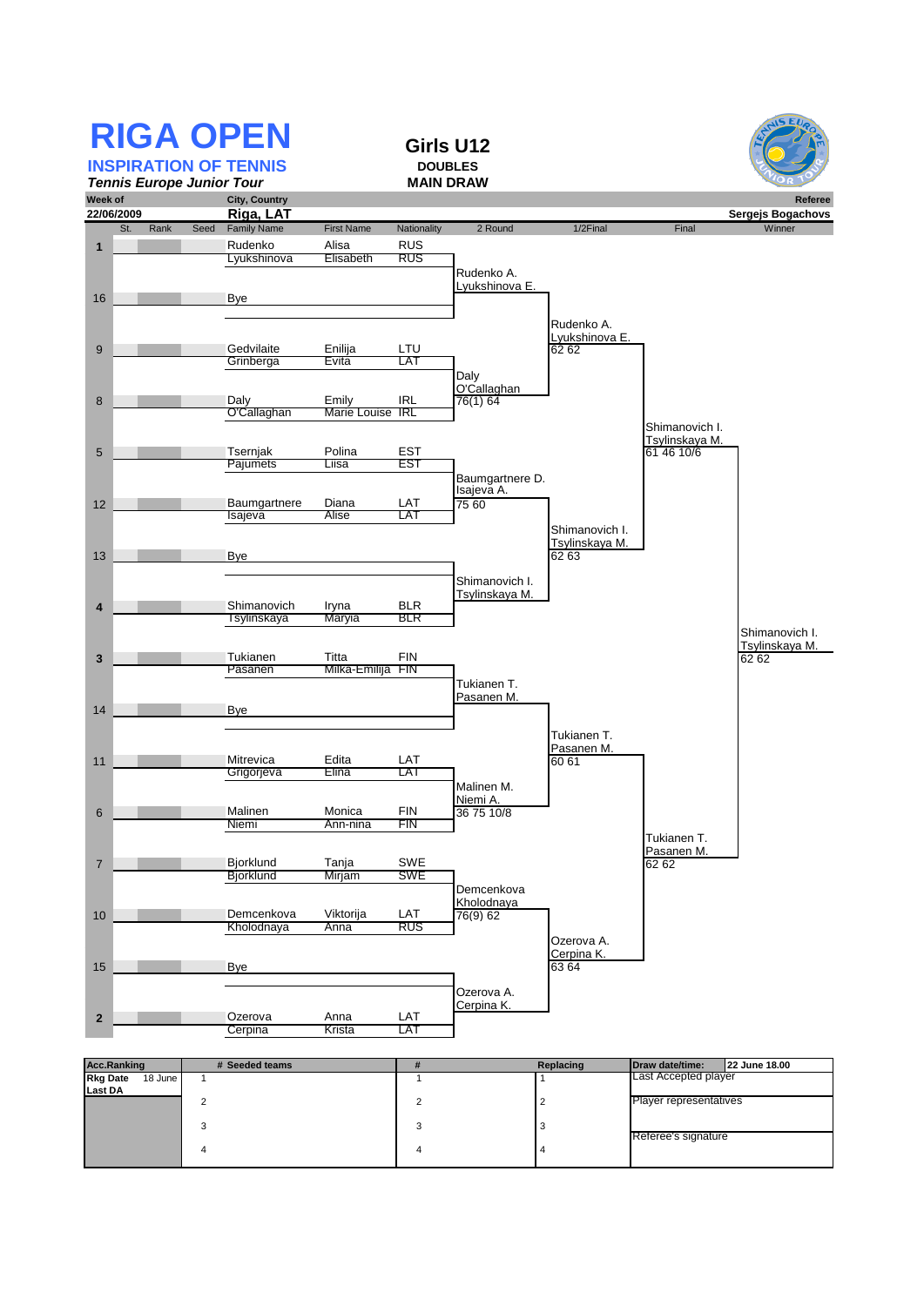# RIGA OPEN

**INSPIRATION OF TENNIS**

***Tennis Europe Junior Tour***

## Girls U12

**DOUBLES**

**MAIN DRAW**

| Week of | City, Country | Referee |
|---|---|---|
| 22/06/2009 | Riga, LAT | Sergejs Bogachovs |

| St. | Rank | Seed | Family Name | First Name | Nationality | 2 Round | 1/2Final | Final | Winner |
|---|---|---|---|---|---|---|---|---|---|
| | | 1 | Rudenko / Lyukshinova | Alisa / Elisabeth | RUS / RUS | Rudenko A. / Lyukshinova E. | | | |
| | | 16 | Bye | | | | Rudenko A. / Lyukshinova E. 62 62 | | |
| | | 9 | Gedvilaite / Grinberga | Enilija / Evita | LTU / LAT | Daly / O'Callaghan 76(1) 64 | | | |
| | | 8 | Daly / O'Callaghan | Emily / Marie Louise | IRL / IRL | | | Shimanovich I. / Tsylinskaya M. 61 46 10/6 | |
| | | 5 | Tsernjak / Pajumets | Polina / Liisa | EST / EST | Baumgartnere D. / Isajeva A. 75 60 | | | |
| | | 12 | Baumgartnere / Isajeva | Diana / Alise | LAT / LAT | | Shimanovich I. / Tsylinskaya M. 62 63 | | |
| | | 13 | Bye | | | Shimanovich I. / Tsylinskaya M. | | | |
| | | 4 | Shimanovich / Tsylinskaya | Iryna / Maryia | BLR / BLR | | | | Shimanovich I. / Tsylinskaya M. 62 62 |
| | | 3 | Tukianen / Pasanen | Titta / Milka-Emilija | FIN / FIN | Tukianen T. / Pasanen M. | | | |
| | | 14 | Bye | | | | Tukianen T. / Pasanen M. 60 61 | | |
| | | 11 | Mitrevica / Grigorjeva | Edita / Elina | LAT / LAT | Malinen M. / Niemi A. 36 75 10/8 | | | |
| | | 6 | Malinen / Niemi | Monica / Ann-nina | FIN / FIN | | | Tukianen T. / Pasanen M. 62 62 | |
| | | 7 | Bjorklund / Bjorklund | Tanja / Mirjam | SWE / SWE | Demcenkova / Kholodnaya 76(9) 62 | | | |
| | | 10 | Demcenkova / Kholodnaya | Viktorija / Anna | LAT / RUS | | Ozerova A. / Cerpina K. 63 64 | | |
| | | 15 | Bye | | | Ozerova A. / Cerpina K. | | | |
| | | 2 | Ozerova / Cerpina | Anna / Krista | LAT / LAT | | | | |

| Acc.Ranking | # Seeded teams | # | Replacing | Draw date/time: 22 June 18.00 |
|---|---|---|---|---|
| Rkg Date 18 June | 1 | 1 | 1 | Last Accepted player |
| Last DA | 2 | 2 | 2 | Player representatives |
| | 3 | 3 | 3 | Referee's signature |
| | 4 | 4 | 4 | |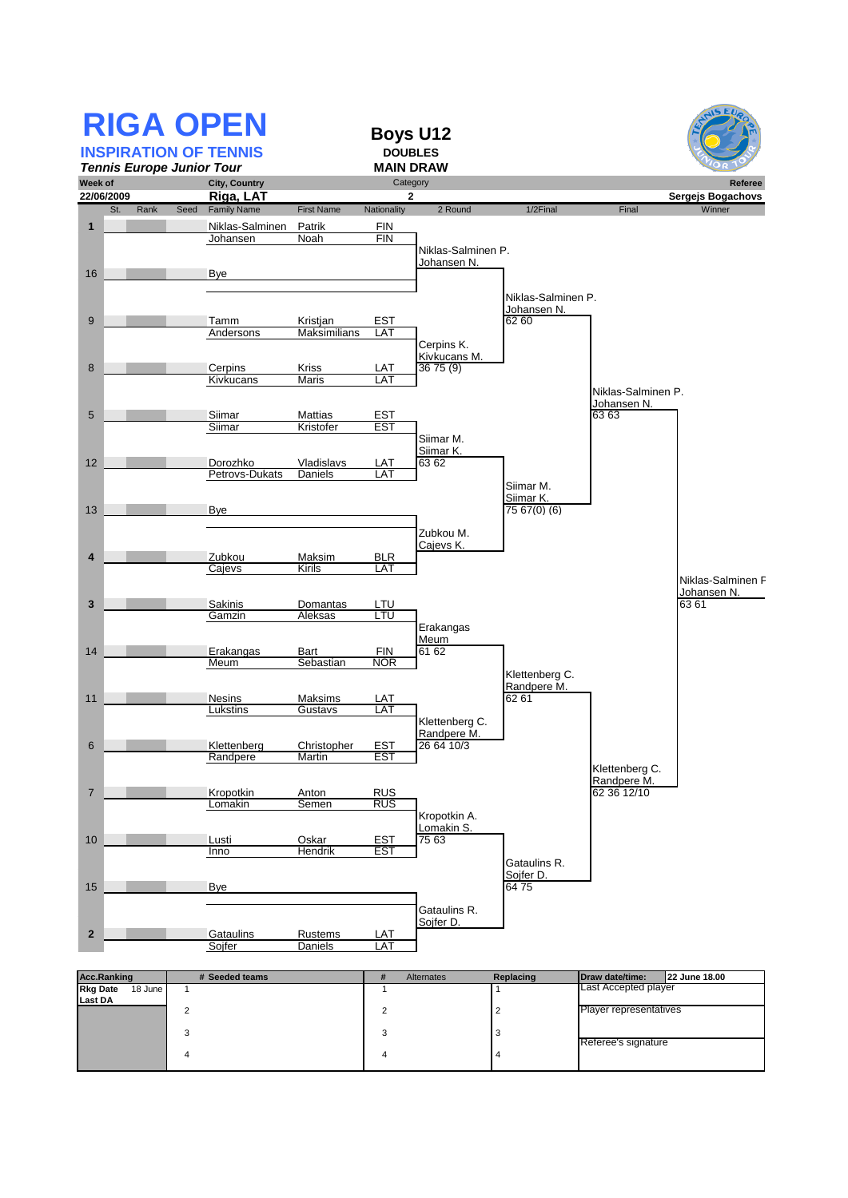# RIGA OPEN

## INSPIRATION OF TENNIS

*Tennis Europe Junior Tour*

**Boys U12**
**DOUBLES**
**MAIN DRAW**

| Week of | City, Country | Category | Referee |
|---|---|---|---|
| 22/06/2009 | Riga, LAT | 2 | Sergejs Bogachovs |

| St. | Rank | Seed | Family Name | First Name | Nationality | 2 Round | 1/2Final | Final | Winner |
|---|---|---|---|---|---|---|---|---|---|
| 1 | | | Niklas-Salminen / Johansen | Patrik / Noah | FIN / FIN | Niklas-Salminen P. / Johansen N. | Niklas-Salminen P. / Johansen N. 62 60 | Niklas-Salminen P. / Johansen N. 63 63 | Niklas-Salminen P. / Johansen N. 63 61 |
| 16 | | | Bye | | | | | | |
| 9 | | | Tamm / Andersons | Kristjan / Maksimilians | EST / LAT | Cerpins K. / Kivkucans M. 36 75 (9) | | | |
| 8 | | | Cerpins / Kivkucans | Kriss / Maris | LAT / LAT | | | | |
| 5 | | | Siimar / Siimar | Mattias / Kristofer | EST / EST | Siimar M. / Siimar K. 63 62 | Siimar M. / Siimar K. 75 67(0) (6) | | |
| 12 | | | Dorozhko / Petrovs-Dukats | Vladislavs / Daniels | LAT / LAT | | | | |
| 13 | | | Bye | | | Zubkou M. / Cajevs K. | | | |
| 4 | | | Zubkou / Cajevs | Maksim / Kirils | BLR / LAT | | | | |
| 3 | | | Sakinis / Gamzin | Domantas / Aleksas | LTU / LTU | Erakangas / Meum 61 62 | Klettenberg C. / Randpere M. 62 61 | Klettenberg C. / Randpere M. 62 36 12/10 | |
| 14 | | | Erakangas / Meum | Bart / Sebastian | FIN / NOR | | | | |
| 11 | | | Nesins / Lukstins | Maksims / Gustavs | LAT / LAT | Klettenberg C. / Randpere M. 26 64 10/3 | | | |
| 6 | | | Klettenberg / Randpere | Christopher / Martin | EST / EST | | | | |
| 7 | | | Kropotkin / Lomakin | Anton / Semen | RUS / RUS | Kropotkin A. / Lomakin S. 75 63 | Gataulins R. / Sojfer D. 64 75 | | |
| 10 | | | Lusti / Inno | Oskar / Hendrik | EST / EST | | | | |
| 15 | | | Bye | | | Gataulins R. / Sojfer D. | | | |
| 2 | | | Gataulins / Sojfer | Rustems / Daniels | LAT / LAT | | | | |

| Acc.Ranking | # | Seeded teams | # | Alternates | Replacing | Draw date/time: 22 June 18.00 |
|---|---|---|---|---|---|---|
| Rkg Date 18 June | 1 | | 1 | | 1 | Last Accepted player |
| Last DA | 2 | | 2 | | 2 | Player representatives |
| | 3 | | 3 | | 3 | Referee's signature |
| | 4 | | 4 | | 4 | |